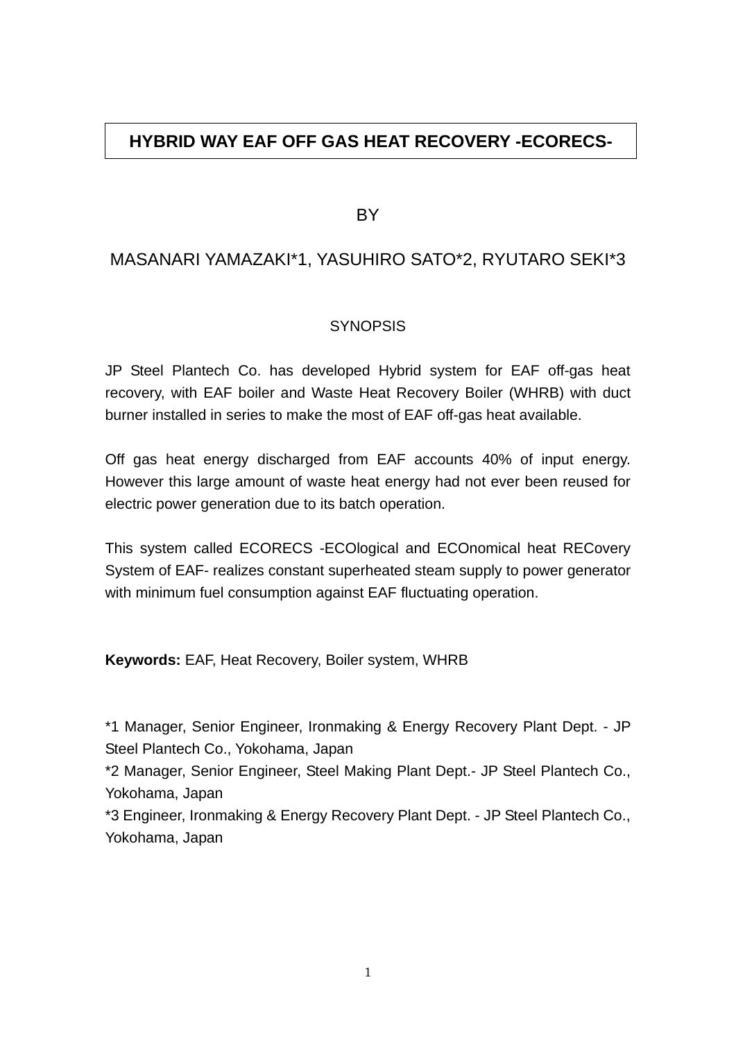# HYBRID WAY EAF OFF GAS HEAT RECOVERY -ECORECS-

BY

MASANARI YAMAZAKI*1, YASUHIRO SATO*2, RYUTARO SEKI*3

## SYNOPSIS

JP Steel Plantech Co. has developed Hybrid system for EAF off-gas heat recovery, with EAF boiler and Waste Heat Recovery Boiler (WHRB) with duct burner installed in series to make the most of EAF off-gas heat available.

Off gas heat energy discharged from EAF accounts 40% of input energy. However this large amount of waste heat energy had not ever been reused for electric power generation due to its batch operation.

This system called ECORECS -ECOlogical and ECOnomical heat RECovery System of EAF- realizes constant superheated steam supply to power generator with minimum fuel consumption against EAF fluctuating operation.

**Keywords:** EAF, Heat Recovery, Boiler system, WHRB

*1 Manager, Senior Engineer, Ironmaking & Energy Recovery Plant Dept. - JP Steel Plantech Co., Yokohama, Japan
*2 Manager, Senior Engineer, Steel Making Plant Dept.- JP Steel Plantech Co., Yokohama, Japan
*3 Engineer, Ironmaking & Energy Recovery Plant Dept. - JP Steel Plantech Co., Yokohama, Japan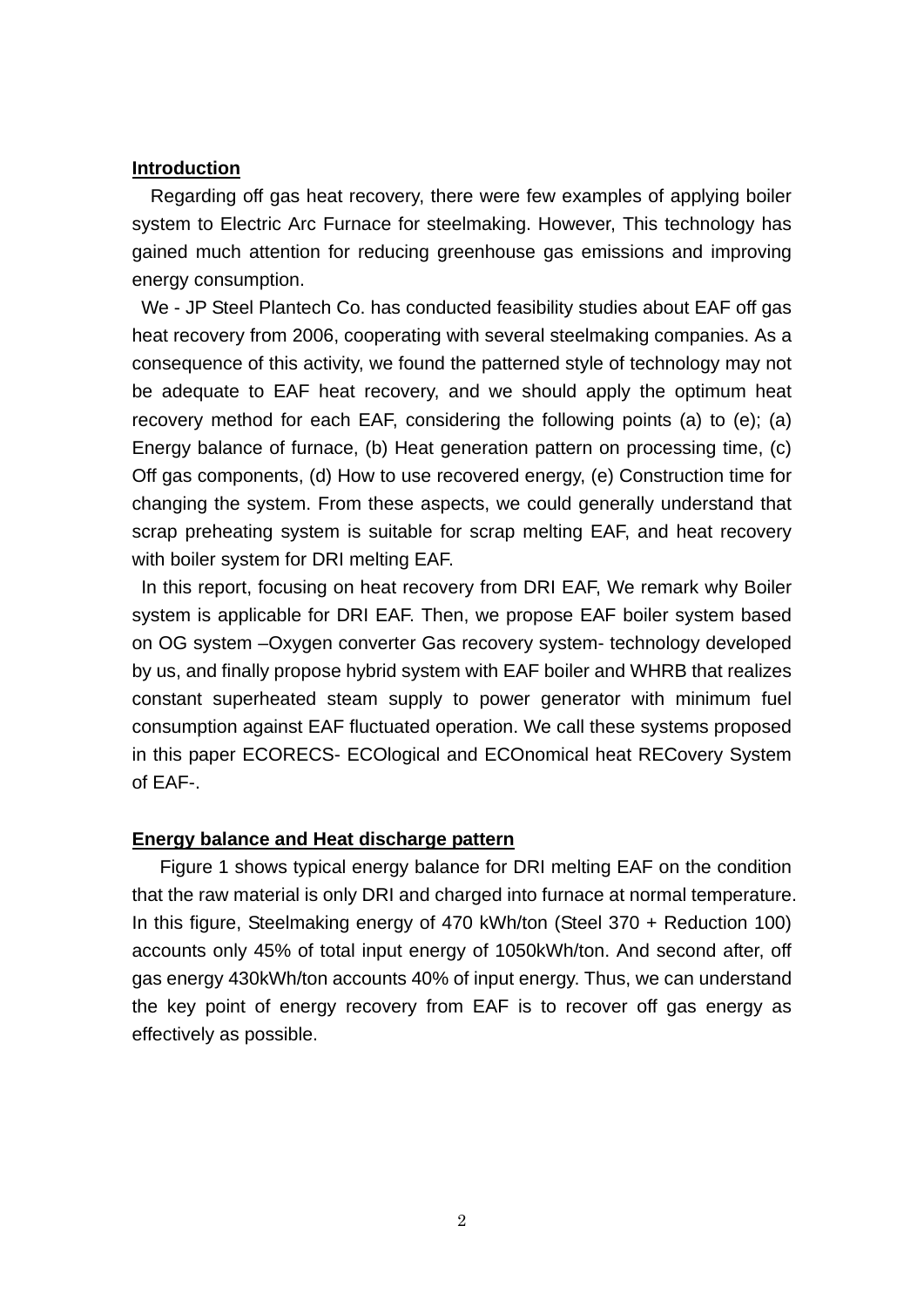## Introduction

Regarding off gas heat recovery, there were few examples of applying boiler system to Electric Arc Furnace for steelmaking. However, This technology has gained much attention for reducing greenhouse gas emissions and improving energy consumption.

We - JP Steel Plantech Co. has conducted feasibility studies about EAF off gas heat recovery from 2006, cooperating with several steelmaking companies. As a consequence of this activity, we found the patterned style of technology may not be adequate to EAF heat recovery, and we should apply the optimum heat recovery method for each EAF, considering the following points (a) to (e); (a) Energy balance of furnace, (b) Heat generation pattern on processing time, (c) Off gas components, (d) How to use recovered energy, (e) Construction time for changing the system. From these aspects, we could generally understand that scrap preheating system is suitable for scrap melting EAF, and heat recovery with boiler system for DRI melting EAF.

In this report, focusing on heat recovery from DRI EAF, We remark why Boiler system is applicable for DRI EAF. Then, we propose EAF boiler system based on OG system –Oxygen converter Gas recovery system- technology developed by us, and finally propose hybrid system with EAF boiler and WHRB that realizes constant superheated steam supply to power generator with minimum fuel consumption against EAF fluctuated operation. We call these systems proposed in this paper ECORECS- ECOlogical and ECOnomical heat RECovery System of EAF-.

## Energy balance and Heat discharge pattern

Figure 1 shows typical energy balance for DRI melting EAF on the condition that the raw material is only DRI and charged into furnace at normal temperature. In this figure, Steelmaking energy of 470 kWh/ton (Steel 370 + Reduction 100) accounts only 45% of total input energy of 1050kWh/ton. And second after, off gas energy 430kWh/ton accounts 40% of input energy. Thus, we can understand the key point of energy recovery from EAF is to recover off gas energy as effectively as possible.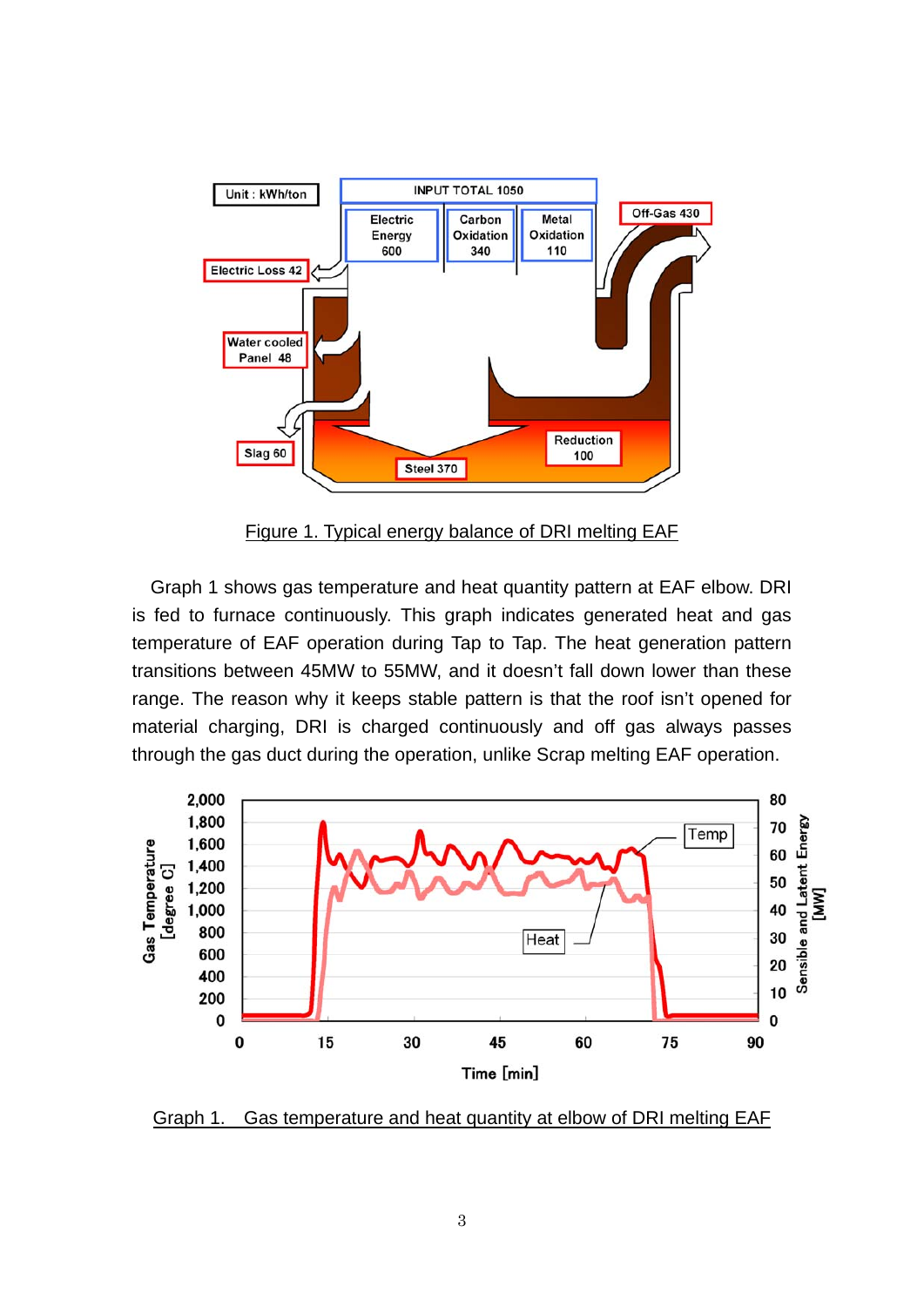Figure 1. Typical energy balance of DRI melting EAF

Graph 1 shows gas temperature and heat quantity pattern at EAF elbow. DRI is fed to furnace continuously. This graph indicates generated heat and gas temperature of EAF operation during Tap to Tap. The heat generation pattern transitions between 45MW to 55MW, and it doesn't fall down lower than these range. The reason why it keeps stable pattern is that the roof isn't opened for material charging, DRI is charged continuously and off gas always passes through the gas duct during the operation, unlike Scrap melting EAF operation.

Graph 1. Gas temperature and heat quantity at elbow of DRI melting EAF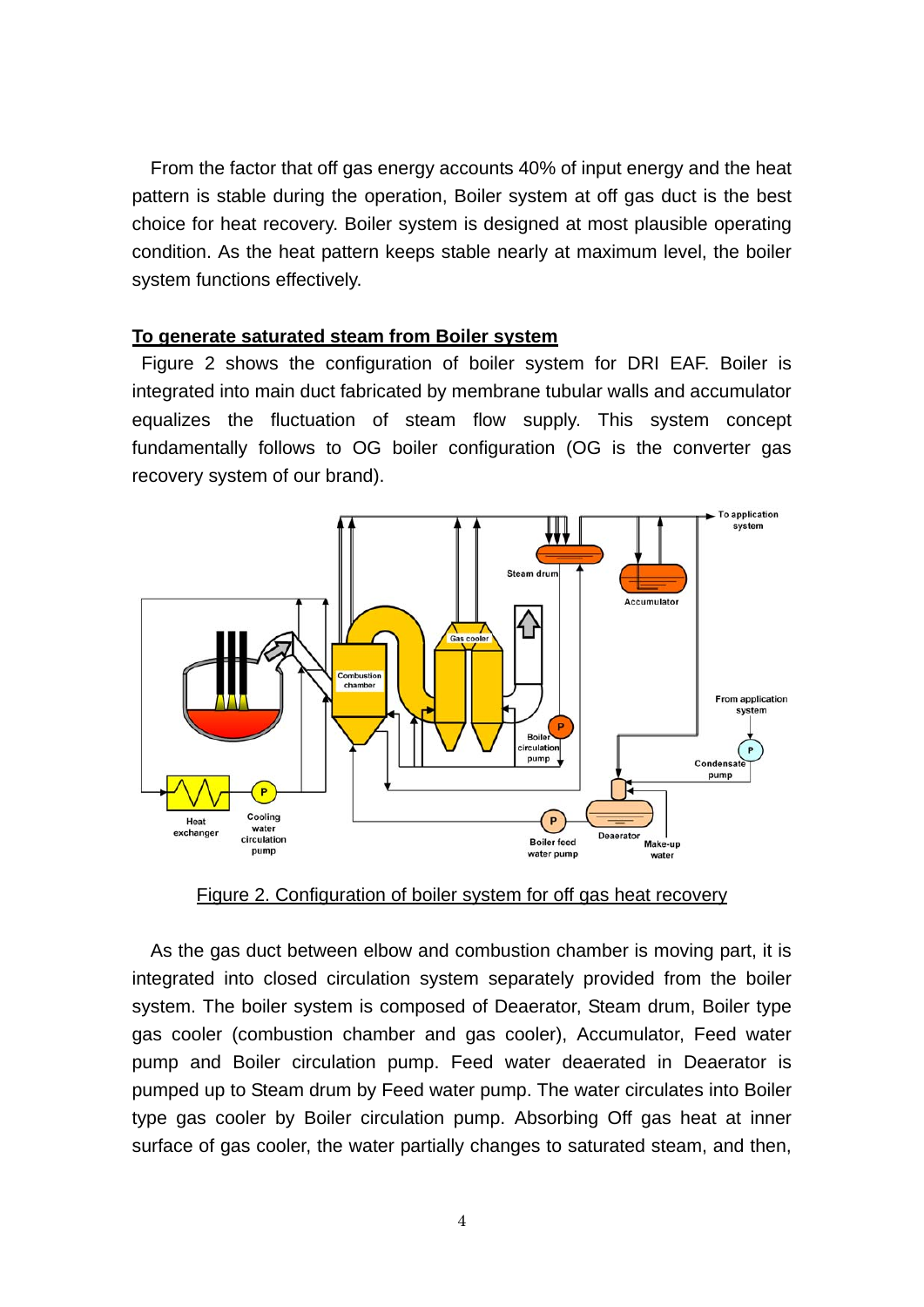From the factor that off gas energy accounts 40% of input energy and the heat pattern is stable during the operation, Boiler system at off gas duct is the best choice for heat recovery. Boiler system is designed at most plausible operating condition. As the heat pattern keeps stable nearly at maximum level, the boiler system functions effectively.

**To generate saturated steam from Boiler system**

Figure 2 shows the configuration of boiler system for DRI EAF. Boiler is integrated into main duct fabricated by membrane tubular walls and accumulator equalizes the fluctuation of steam flow supply. This system concept fundamentally follows to OG boiler configuration (OG is the converter gas recovery system of our brand).

Figure 2. Configuration of boiler system for off gas heat recovery

As the gas duct between elbow and combustion chamber is moving part, it is integrated into closed circulation system separately provided from the boiler system. The boiler system is composed of Deaerator, Steam drum, Boiler type gas cooler (combustion chamber and gas cooler), Accumulator, Feed water pump and Boiler circulation pump. Feed water deaerated in Deaerator is pumped up to Steam drum by Feed water pump. The water circulates into Boiler type gas cooler by Boiler circulation pump. Absorbing Off gas heat at inner surface of gas cooler, the water partially changes to saturated steam, and then,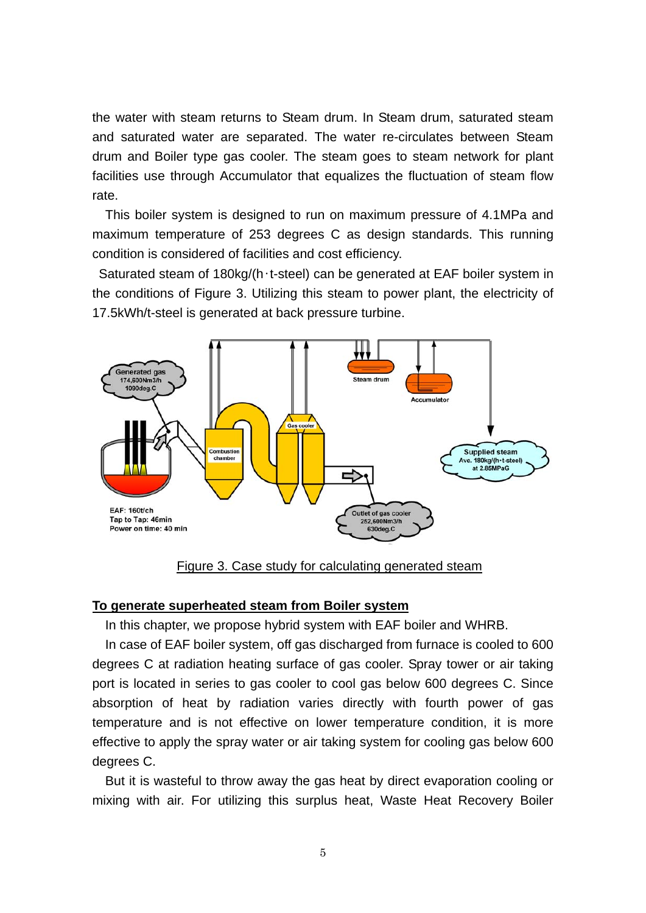the water with steam returns to Steam drum. In Steam drum, saturated steam and saturated water are separated. The water re-circulates between Steam drum and Boiler type gas cooler. The steam goes to steam network for plant facilities use through Accumulator that equalizes the fluctuation of steam flow rate.

This boiler system is designed to run on maximum pressure of 4.1MPa and maximum temperature of 253 degrees C as design standards. This running condition is considered of facilities and cost efficiency.

Saturated steam of 180kg/(h·t-steel) can be generated at EAF boiler system in the conditions of Figure 3. Utilizing this steam to power plant, the electricity of 17.5kWh/t-steel is generated at back pressure turbine.

Figure 3. Case study for calculating generated steam

## To generate superheated steam from Boiler system

In this chapter, we propose hybrid system with EAF boiler and WHRB.

In case of EAF boiler system, off gas discharged from furnace is cooled to 600 degrees C at radiation heating surface of gas cooler. Spray tower or air taking port is located in series to gas cooler to cool gas below 600 degrees C. Since absorption of heat by radiation varies directly with fourth power of gas temperature and is not effective on lower temperature condition, it is more effective to apply the spray water or air taking system for cooling gas below 600 degrees C.

But it is wasteful to throw away the gas heat by direct evaporation cooling or mixing with air. For utilizing this surplus heat, Waste Heat Recovery Boiler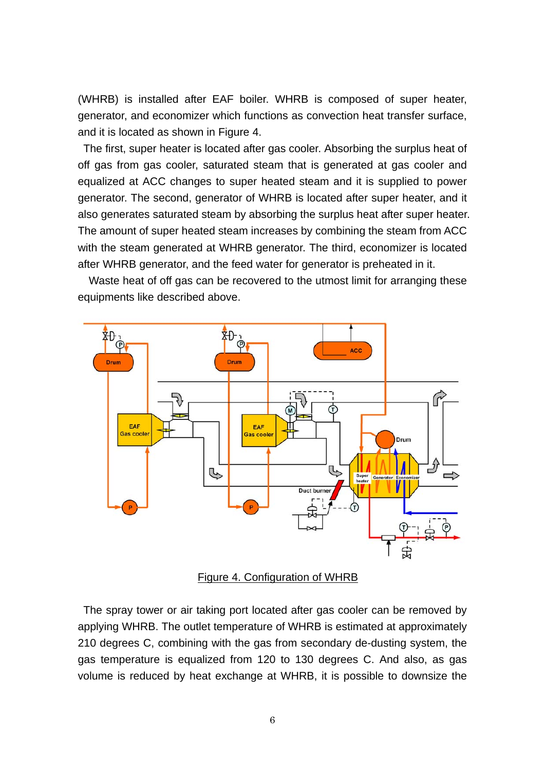(WHRB) is installed after EAF boiler. WHRB is composed of super heater, generator, and economizer which functions as convection heat transfer surface, and it is located as shown in Figure 4.

The first, super heater is located after gas cooler. Absorbing the surplus heat of off gas from gas cooler, saturated steam that is generated at gas cooler and equalized at ACC changes to super heated steam and it is supplied to power generator. The second, generator of WHRB is located after super heater, and it also generates saturated steam by absorbing the surplus heat after super heater. The amount of super heated steam increases by combining the steam from ACC with the steam generated at WHRB generator. The third, economizer is located after WHRB generator, and the feed water for generator is preheated in it.

Waste heat of off gas can be recovered to the utmost limit for arranging these equipments like described above.

Figure 4. Configuration of WHRB

The spray tower or air taking port located after gas cooler can be removed by applying WHRB. The outlet temperature of WHRB is estimated at approximately 210 degrees C, combining with the gas from secondary de-dusting system, the gas temperature is equalized from 120 to 130 degrees C. And also, as gas volume is reduced by heat exchange at WHRB, it is possible to downsize the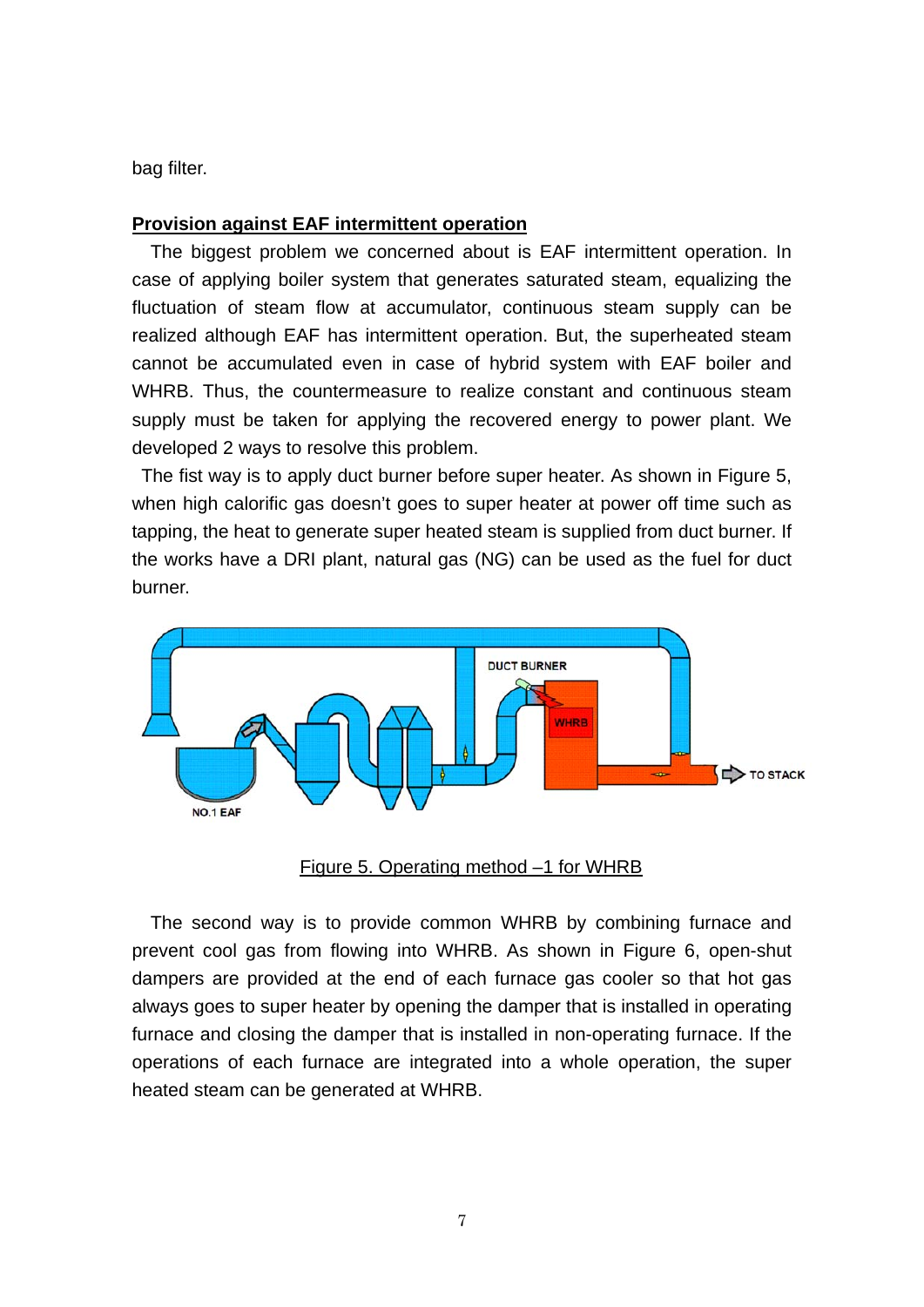bag filter.

**Provision against EAF intermittent operation**

The biggest problem we concerned about is EAF intermittent operation. In case of applying boiler system that generates saturated steam, equalizing the fluctuation of steam flow at accumulator, continuous steam supply can be realized although EAF has intermittent operation. But, the superheated steam cannot be accumulated even in case of hybrid system with EAF boiler and WHRB. Thus, the countermeasure to realize constant and continuous steam supply must be taken for applying the recovered energy to power plant. We developed 2 ways to resolve this problem.

The fist way is to apply duct burner before super heater. As shown in Figure 5, when high calorific gas doesn't goes to super heater at power off time such as tapping, the heat to generate super heated steam is supplied from duct burner. If the works have a DRI plant, natural gas (NG) can be used as the fuel for duct burner.

Figure 5. Operating method –1 for WHRB

The second way is to provide common WHRB by combining furnace and prevent cool gas from flowing into WHRB. As shown in Figure 6, open-shut dampers are provided at the end of each furnace gas cooler so that hot gas always goes to super heater by opening the damper that is installed in operating furnace and closing the damper that is installed in non-operating furnace. If the operations of each furnace are integrated into a whole operation, the super heated steam can be generated at WHRB.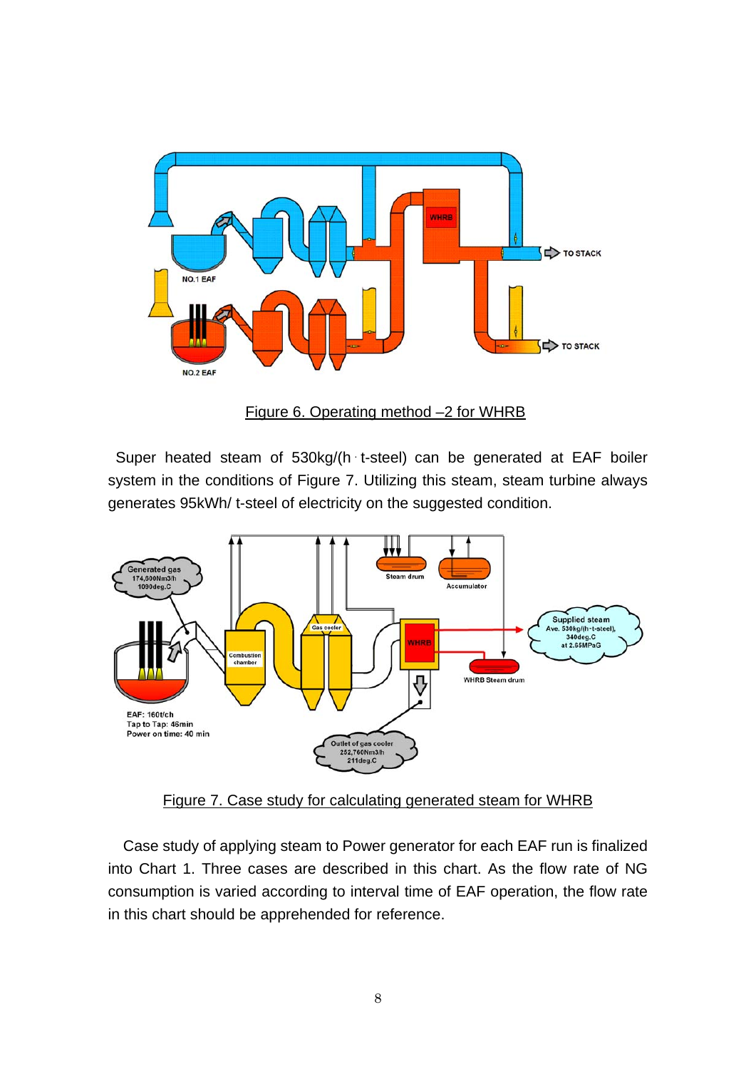Figure 6. Operating method –2 for WHRB

Super heated steam of 530kg/(h · t-steel) can be generated at EAF boiler system in the conditions of Figure 7. Utilizing this steam, steam turbine always generates 95kWh/ t-steel of electricity on the suggested condition.

Figure 7. Case study for calculating generated steam for WHRB

Case study of applying steam to Power generator for each EAF run is finalized into Chart 1. Three cases are described in this chart. As the flow rate of NG consumption is varied according to interval time of EAF operation, the flow rate in this chart should be apprehended for reference.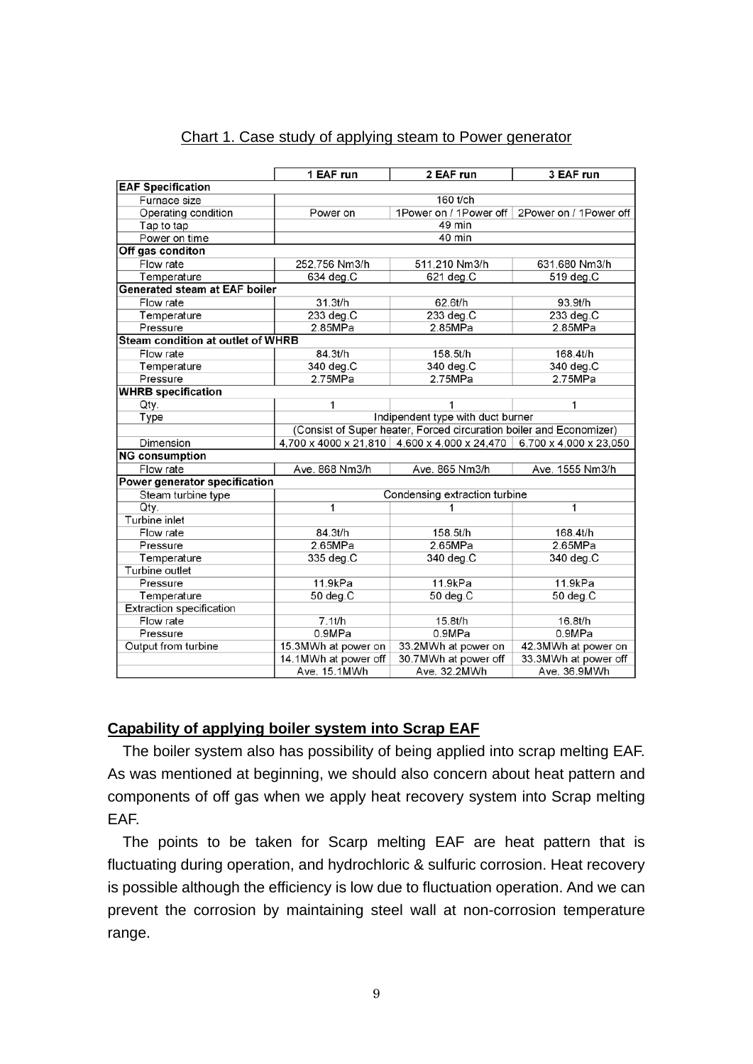Chart 1. Case study of applying steam to Power generator

| | 1 EAF run | 2 EAF run | 3 EAF run |
|---|---|---|---|
| **EAF Specification** | | | |
| Furnace size | 160 t/ch | | |
| Operating condition | Power on | 1Power on / 1Power off | 2Power on / 1Power off |
| Tap to tap | 49 min | | |
| Power on time | 40 min | | |
| **Off gas conditon** | | | |
| Flow rate | 252,756 Nm3/h | 511,210 Nm3/h | 631,680 Nm3/h |
| Temperature | 634 deg.C | 621 deg.C | 519 deg.C |
| **Generated steam at EAF boiler** | | | |
| Flow rate | 31.3t/h | 62.6t/h | 93.9t/h |
| Temperature | 233 deg.C | 233 deg.C | 233 deg.C |
| Pressure | 2.85MPa | 2.85MPa | 2.85MPa |
| **Steam condition at outlet of WHRB** | | | |
| Flow rate | 84.3t/h | 158.5t/h | 168.4t/h |
| Temperature | 340 deg.C | 340 deg.C | 340 deg.C |
| Pressure | 2.75MPa | 2.75MPa | 2.75MPa |
| **WHRB specification** | | | |
| Qty. | 1 | 1 | 1 |
| Type | Indipendent type with duct burner | | |
| | (Consist of Super heater, Forced circuration boiler and Economizer) | | |
| Dimension | 4,700 x 4000 x 21,810 | 4,600 x 4,000 x 24,470 | 6,700 x 4,000 x 23,050 |
| **NG consumption** | | | |
| Flow rate | Ave. 868 Nm3/h | Ave. 865 Nm3/h | Ave. 1555 Nm3/h |
| **Power generator specification** | | | |
| Steam turbine type | Condensing extraction turbine | | |
| Qty. | 1 | 1 | 1 |
| Turbine inlet | | | |
| Flow rate | 84.3t/h | 158.5t/h | 168.4t/h |
| Pressure | 2.65MPa | 2.65MPa | 2.65MPa |
| Temperature | 335 deg.C | 340 deg.C | 340 deg.C |
| Turbine outlet | | | |
| Pressure | 11.9kPa | 11.9kPa | 11.9kPa |
| Temperature | 50 deg.C | 50 deg.C | 50 deg.C |
| Extraction specification | | | |
| Flow rate | 7.1t/h | 15.8t/h | 16.8t/h |
| Pressure | 0.9MPa | 0.9MPa | 0.9MPa |
| Output from turbine | 15.3MWh at power on | 33.2MWh at power on | 42.3MWh at power on |
| | 14.1MWh at power off | 30.7MWh at power off | 33.3MWh at power off |
| | Ave. 15.1MWh | Ave. 32.2MWh | Ave. 36.9MWh |

## Capability of applying boiler system into Scrap EAF

The boiler system also has possibility of being applied into scrap melting EAF. As was mentioned at beginning, we should also concern about heat pattern and components of off gas when we apply heat recovery system into Scrap melting EAF.

The points to be taken for Scarp melting EAF are heat pattern that is fluctuating during operation, and hydrochloric & sulfuric corrosion. Heat recovery is possible although the efficiency is low due to fluctuation operation. And we can prevent the corrosion by maintaining steel wall at non-corrosion temperature range.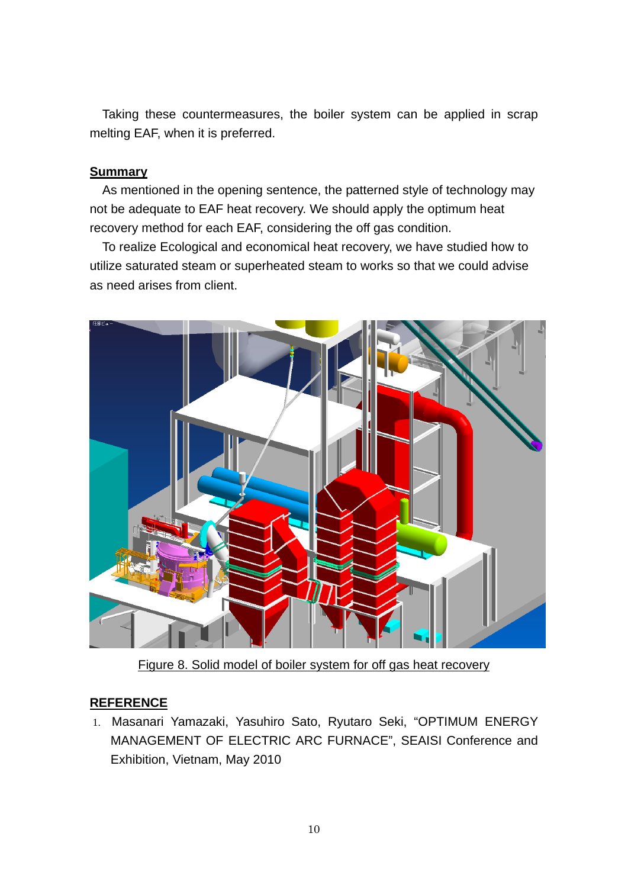Taking these countermeasures, the boiler system can be applied in scrap melting EAF, when it is preferred.

## Summary

As mentioned in the opening sentence, the patterned style of technology may not be adequate to EAF heat recovery. We should apply the optimum heat recovery method for each EAF, considering the off gas condition.

To realize Ecological and economical heat recovery, we have studied how to utilize saturated steam or superheated steam to works so that we could advise as need arises from client.

Figure 8. Solid model of boiler system for off gas heat recovery

## REFERENCE

1. Masanari Yamazaki, Yasuhiro Sato, Ryutaro Seki, "OPTIMUM ENERGY MANAGEMENT OF ELECTRIC ARC FURNACE", SEAISI Conference and Exhibition, Vietnam, May 2010